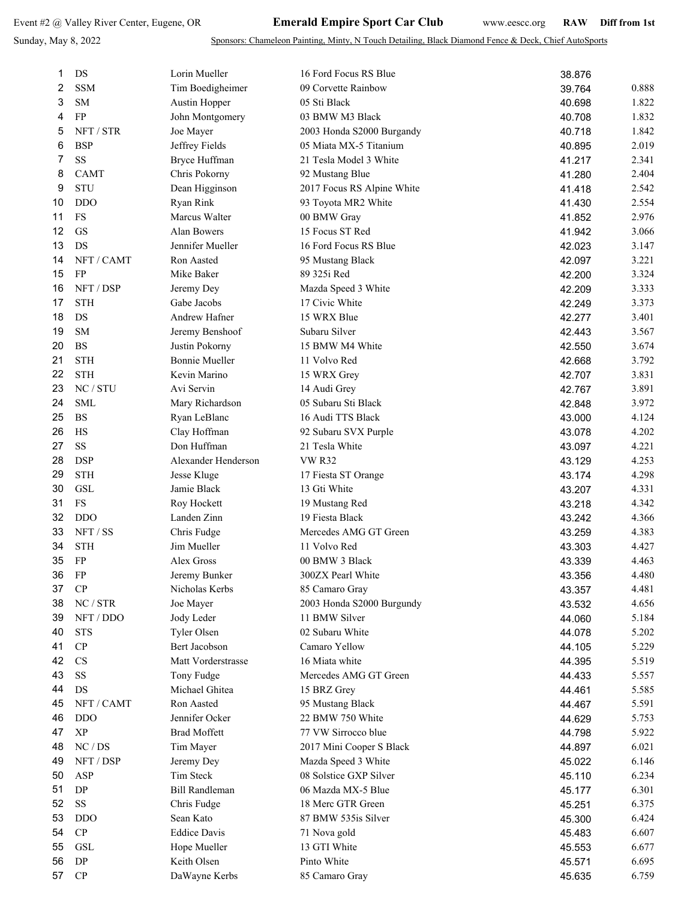Event #2 @ Valley River Center, Eugene, OR

# Emerald Empire Sport Car Club

www.eescc.org **RAW** **Diff from 1st**

Sunday, May 8, 2022

Sponsors: Chameleon Painting, Minty, N Touch Detailing, Black Diamond Fence & Deck, Chief AutoSports

| | Class | Driver | Car | RAW | Diff from 1st |
|---|---|---|---|---|---|
| 1 | DS | Lorin Mueller | 16 Ford Focus RS Blue | 38.876 | |
| 2 | SSM | Tim Boedigheimer | 09 Corvette Rainbow | 39.764 | 0.888 |
| 3 | SM | Austin Hopper | 05 Sti Black | 40.698 | 1.822 |
| 4 | FP | John Montgomery | 03 BMW M3 Black | 40.708 | 1.832 |
| 5 | NFT / STR | Joe Mayer | 2003 Honda S2000 Burgandy | 40.718 | 1.842 |
| 6 | BSP | Jeffrey Fields | 05 Miata MX-5 Titanium | 40.895 | 2.019 |
| 7 | SS | Bryce Huffman | 21 Tesla Model 3 White | 41.217 | 2.341 |
| 8 | CAMT | Chris Pokorny | 92 Mustang Blue | 41.280 | 2.404 |
| 9 | STU | Dean Higginson | 2017 Focus RS Alpine White | 41.418 | 2.542 |
| 10 | DDO | Ryan Rink | 93 Toyota MR2 White | 41.430 | 2.554 |
| 11 | FS | Marcus Walter | 00 BMW Gray | 41.852 | 2.976 |
| 12 | GS | Alan Bowers | 15 Focus ST Red | 41.942 | 3.066 |
| 13 | DS | Jennifer Mueller | 16 Ford Focus RS Blue | 42.023 | 3.147 |
| 14 | NFT / CAMT | Ron Aasted | 95 Mustang Black | 42.097 | 3.221 |
| 15 | FP | Mike Baker | 89 325i Red | 42.200 | 3.324 |
| 16 | NFT / DSP | Jeremy Dey | Mazda Speed 3 White | 42.209 | 3.333 |
| 17 | STH | Gabe Jacobs | 17 Civic White | 42.249 | 3.373 |
| 18 | DS | Andrew Hafner | 15 WRX Blue | 42.277 | 3.401 |
| 19 | SM | Jeremy Benshoof | Subaru Silver | 42.443 | 3.567 |
| 20 | BS | Justin Pokorny | 15 BMW M4 White | 42.550 | 3.674 |
| 21 | STH | Bonnie Mueller | 11 Volvo Red | 42.668 | 3.792 |
| 22 | STH | Kevin Marino | 15 WRX Grey | 42.707 | 3.831 |
| 23 | NC / STU | Avi Servin | 14 Audi Grey | 42.767 | 3.891 |
| 24 | SML | Mary Richardson | 05 Subaru Sti Black | 42.848 | 3.972 |
| 25 | BS | Ryan LeBlanc | 16 Audi TTS Black | 43.000 | 4.124 |
| 26 | HS | Clay Hoffman | 92 Subaru SVX Purple | 43.078 | 4.202 |
| 27 | SS | Don Huffman | 21 Tesla White | 43.097 | 4.221 |
| 28 | DSP | Alexander Henderson | VW R32 | 43.129 | 4.253 |
| 29 | STH | Jesse Kluge | 17 Fiesta ST Orange | 43.174 | 4.298 |
| 30 | GSL | Jamie Black | 13 Gti White | 43.207 | 4.331 |
| 31 | FS | Roy Hockett | 19 Mustang Red | 43.218 | 4.342 |
| 32 | DDO | Landen Zinn | 19 Fiesta Black | 43.242 | 4.366 |
| 33 | NFT / SS | Chris Fudge | Mercedes AMG GT Green | 43.259 | 4.383 |
| 34 | STH | Jim Mueller | 11 Volvo Red | 43.303 | 4.427 |
| 35 | FP | Alex Gross | 00 BMW 3 Black | 43.339 | 4.463 |
| 36 | FP | Jeremy Bunker | 300ZX Pearl White | 43.356 | 4.480 |
| 37 | CP | Nicholas Kerbs | 85 Camaro Gray | 43.357 | 4.481 |
| 38 | NC / STR | Joe Mayer | 2003 Honda S2000 Burgandy | 43.532 | 4.656 |
| 39 | NFT / DDO | Jody Leder | 11 BMW Silver | 44.060 | 5.184 |
| 40 | STS | Tyler Olsen | 02 Subaru White | 44.078 | 5.202 |
| 41 | CP | Bert Jacobson | Camaro Yellow | 44.105 | 5.229 |
| 42 | CS | Matt Vorderstrasse | 16 Miata white | 44.395 | 5.519 |
| 43 | SS | Tony Fudge | Mercedes AMG GT Green | 44.433 | 5.557 |
| 44 | DS | Michael Ghitea | 15 BRZ Grey | 44.461 | 5.585 |
| 45 | NFT / CAMT | Ron Aasted | 95 Mustang Black | 44.467 | 5.591 |
| 46 | DDO | Jennifer Ocker | 22 BMW 750 White | 44.629 | 5.753 |
| 47 | XP | Brad Moffett | 77 VW Sirrocco blue | 44.798 | 5.922 |
| 48 | NC / DS | Tim Mayer | 2017 Mini Cooper S Black | 44.897 | 6.021 |
| 49 | NFT / DSP | Jeremy Dey | Mazda Speed 3 White | 45.022 | 6.146 |
| 50 | ASP | Tim Steck | 08 Solstice GXP Silver | 45.110 | 6.234 |
| 51 | DP | Bill Randleman | 06 Mazda MX-5 Blue | 45.177 | 6.301 |
| 52 | SS | Chris Fudge | 18 Merc GTR Green | 45.251 | 6.375 |
| 53 | DDO | Sean Kato | 87 BMW 535is Silver | 45.300 | 6.424 |
| 54 | CP | Eddice Davis | 71 Nova gold | 45.483 | 6.607 |
| 55 | GSL | Hope Mueller | 13 GTI White | 45.553 | 6.677 |
| 56 | DP | Keith Olsen | Pinto White | 45.571 | 6.695 |
| 57 | CP | DaWayne Kerbs | 85 Camaro Gray | 45.635 | 6.759 |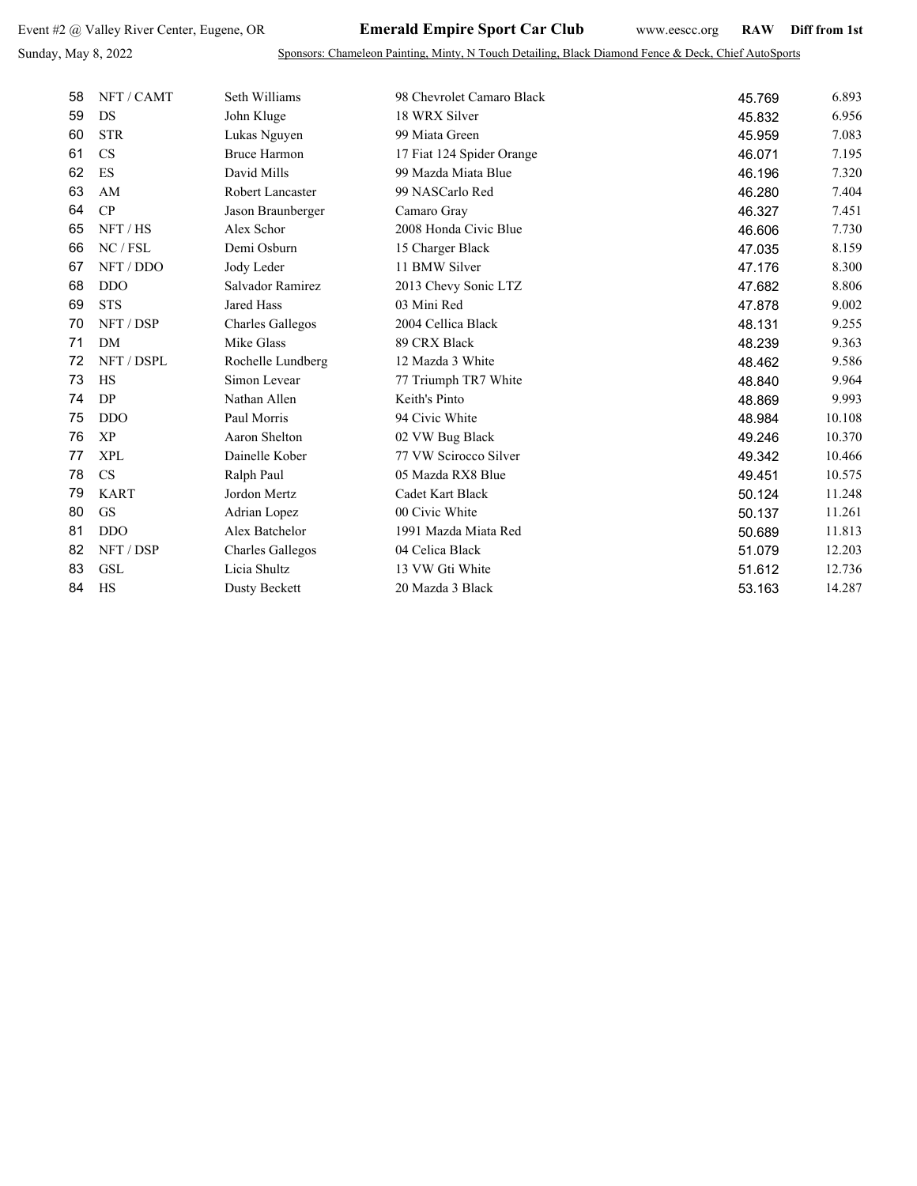| | | | | RAW | Diff from 1st |
|---|---|---|---|---|---|
| 58 | NFT / CAMT | Seth Williams | 98 Chevrolet Camaro Black | 45.769 | 6.893 |
| 59 | DS | John Kluge | 18 WRX Silver | 45.832 | 6.956 |
| 60 | STR | Lukas Nguyen | 99 Miata Green | 45.959 | 7.083 |
| 61 | CS | Bruce Harmon | 17 Fiat 124 Spider Orange | 46.071 | 7.195 |
| 62 | ES | David Mills | 99 Mazda Miata Blue | 46.196 | 7.320 |
| 63 | AM | Robert Lancaster | 99 NASCarlo Red | 46.280 | 7.404 |
| 64 | CP | Jason Braunberger | Camaro Gray | 46.327 | 7.451 |
| 65 | NFT / HS | Alex Schor | 2008 Honda Civic Blue | 46.606 | 7.730 |
| 66 | NC / FSL | Demi Osburn | 15 Charger Black | 47.035 | 8.159 |
| 67 | NFT / DDO | Jody Leder | 11 BMW Silver | 47.176 | 8.300 |
| 68 | DDO | Salvador Ramirez | 2013 Chevy Sonic LTZ | 47.682 | 8.806 |
| 69 | STS | Jared Hass | 03 Mini Red | 47.878 | 9.002 |
| 70 | NFT / DSP | Charles Gallegos | 2004 Cellica Black | 48.131 | 9.255 |
| 71 | DM | Mike Glass | 89 CRX Black | 48.239 | 9.363 |
| 72 | NFT / DSPL | Rochelle Lundberg | 12 Mazda 3 White | 48.462 | 9.586 |
| 73 | HS | Simon Levear | 77 Triumph TR7 White | 48.840 | 9.964 |
| 74 | DP | Nathan Allen | Keith's Pinto | 48.869 | 9.993 |
| 75 | DDO | Paul Morris | 94 Civic White | 48.984 | 10.108 |
| 76 | XP | Aaron Shelton | 02 VW Bug Black | 49.246 | 10.370 |
| 77 | XPL | Dainelle Kober | 77 VW Scirocco Silver | 49.342 | 10.466 |
| 78 | CS | Ralph Paul | 05 Mazda RX8 Blue | 49.451 | 10.575 |
| 79 | KART | Jordon Mertz | Cadet Kart Black | 50.124 | 11.248 |
| 80 | GS | Adrian Lopez | 00 Civic White | 50.137 | 11.261 |
| 81 | DDO | Alex Batchelor | 1991 Mazda Miata Red | 50.689 | 11.813 |
| 82 | NFT / DSP | Charles Gallegos | 04 Celica Black | 51.079 | 12.203 |
| 83 | GSL | Licia Shultz | 13 VW Gti White | 51.612 | 12.736 |
| 84 | HS | Dusty Beckett | 20 Mazda 3 Black | 53.163 | 14.287 |